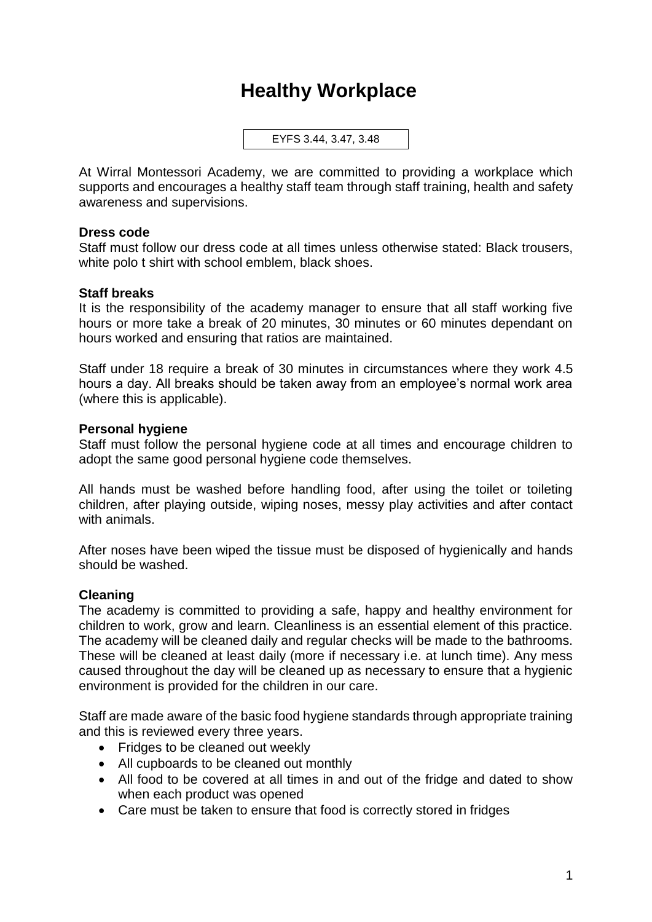# Healthy Workplace

EYFS 3.44, 3.47, 3.48

At Wirral Montessori Academy, we are committed to providing a workplace which supports and encourages a healthy staff team through staff training, health and safety awareness and supervisions.

**Dress code**

Staff must follow our dress code at all times unless otherwise stated: Black trousers, white polo t shirt with school emblem, black shoes.

**Staff breaks**

It is the responsibility of the academy manager to ensure that all staff working five hours or more take a break of 20 minutes, 30 minutes or 60 minutes dependant on hours worked and ensuring that ratios are maintained.

Staff under 18 require a break of 30 minutes in circumstances where they work 4.5 hours a day. All breaks should be taken away from an employee's normal work area (where this is applicable).

**Personal hygiene**

Staff must follow the personal hygiene code at all times and encourage children to adopt the same good personal hygiene code themselves.

All hands must be washed before handling food, after using the toilet or toileting children, after playing outside, wiping noses, messy play activities and after contact with animals.

After noses have been wiped the tissue must be disposed of hygienically and hands should be washed.

**Cleaning**

The academy is committed to providing a safe, happy and healthy environment for children to work, grow and learn. Cleanliness is an essential element of this practice. The academy will be cleaned daily and regular checks will be made to the bathrooms. These will be cleaned at least daily (more if necessary i.e. at lunch time). Any mess caused throughout the day will be cleaned up as necessary to ensure that a hygienic environment is provided for the children in our care.

Staff are made aware of the basic food hygiene standards through appropriate training and this is reviewed every three years.

- Fridges to be cleaned out weekly
- All cupboards to be cleaned out monthly
- All food to be covered at all times in and out of the fridge and dated to show when each product was opened
- Care must be taken to ensure that food is correctly stored in fridges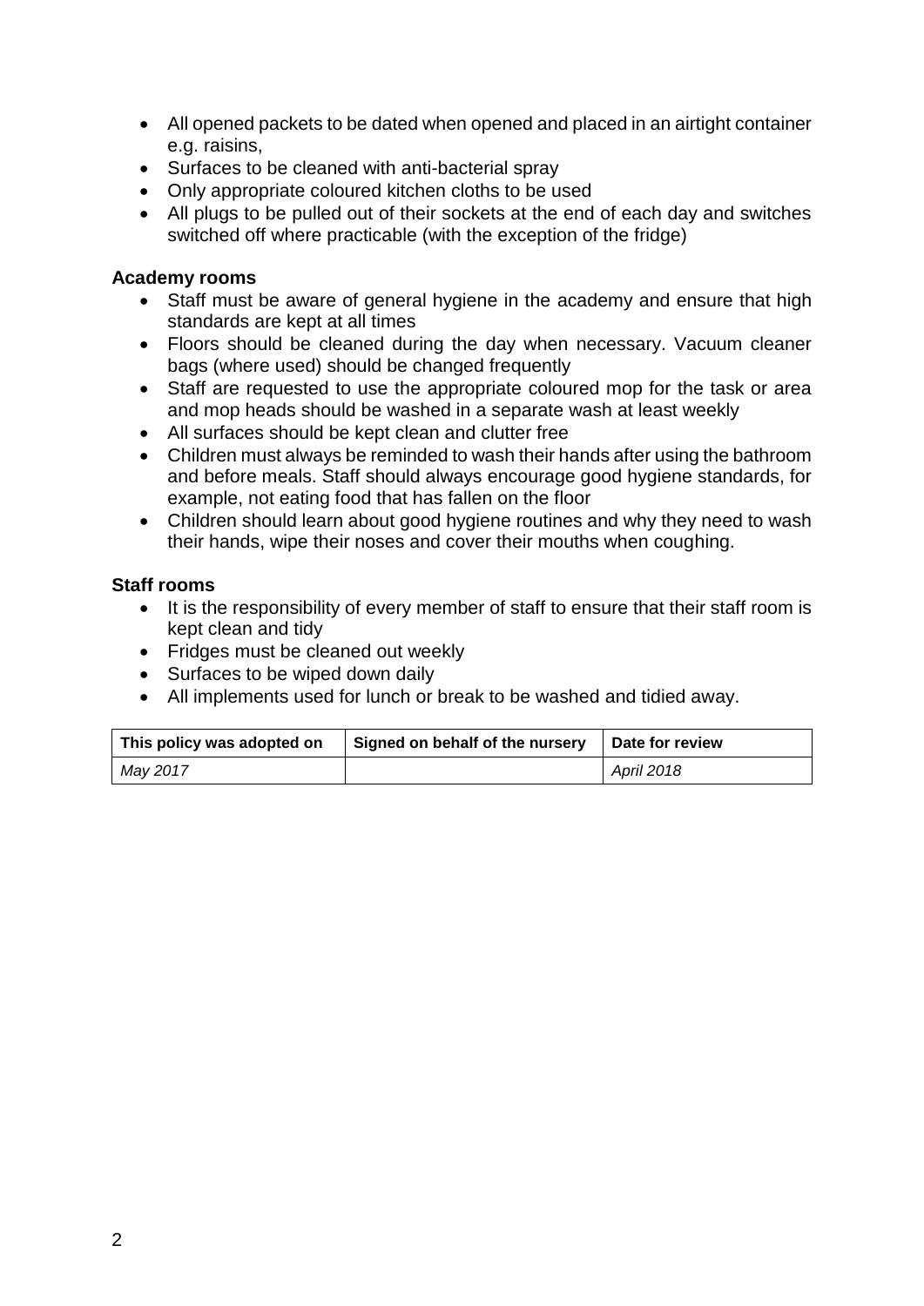- All opened packets to be dated when opened and placed in an airtight container e.g. raisins,
- Surfaces to be cleaned with anti-bacterial spray
- Only appropriate coloured kitchen cloths to be used
- All plugs to be pulled out of their sockets at the end of each day and switches switched off where practicable (with the exception of the fridge)

**Academy rooms**

- Staff must be aware of general hygiene in the academy and ensure that high standards are kept at all times
- Floors should be cleaned during the day when necessary. Vacuum cleaner bags (where used) should be changed frequently
- Staff are requested to use the appropriate coloured mop for the task or area and mop heads should be washed in a separate wash at least weekly
- All surfaces should be kept clean and clutter free
- Children must always be reminded to wash their hands after using the bathroom and before meals. Staff should always encourage good hygiene standards, for example, not eating food that has fallen on the floor
- Children should learn about good hygiene routines and why they need to wash their hands, wipe their noses and cover their mouths when coughing.

**Staff rooms**

- It is the responsibility of every member of staff to ensure that their staff room is kept clean and tidy
- Fridges must be cleaned out weekly
- Surfaces to be wiped down daily
- All implements used for lunch or break to be washed and tidied away.

| This policy was adopted on | Signed on behalf of the nursery | Date for review |
| --- | --- | --- |
| *May 2017* | | *April 2018* |